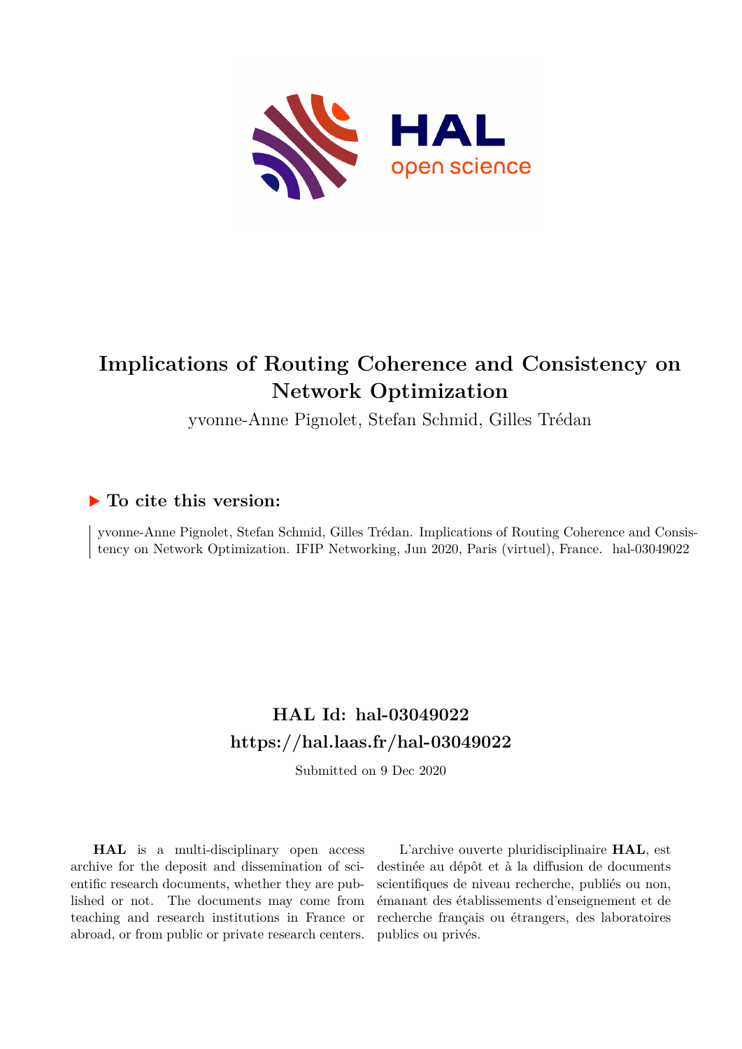# Implications of Routing Coherence and Consistency on Network Optimization

yvonne-Anne Pignolet, Stefan Schmid, Gilles Trédan

### ▶ To cite this version:

yvonne-Anne Pignolet, Stefan Schmid, Gilles Trédan. Implications of Routing Coherence and Consistency on Network Optimization. IFIP Networking, Jun 2020, Paris (virtuel), France. hal-03049022

## HAL Id: hal-03049022

## https://hal.laas.fr/hal-03049022

Submitted on 9 Dec 2020

**HAL** is a multi-disciplinary open access archive for the deposit and dissemination of scientific research documents, whether they are published or not. The documents may come from teaching and research institutions in France or abroad, or from public or private research centers.

L'archive ouverte pluridisciplinaire **HAL**, est destinée au dépôt et à la diffusion de documents scientifiques de niveau recherche, publiés ou non, émanant des établissements d'enseignement et de recherche français ou étrangers, des laboratoires publics ou privés.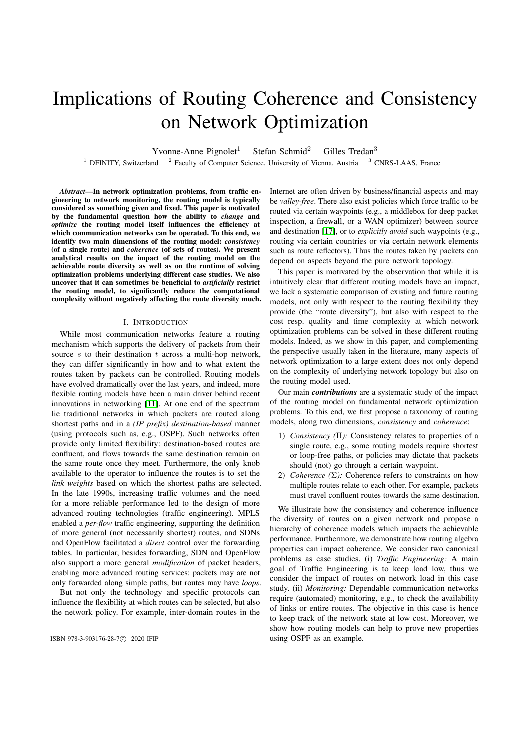# Implications of Routing Coherence and Consistency on Network Optimization

Yvonne-Anne Pignolet[1] Stefan Schmid[2] Gilles Tredan[3]

[1] DFINITY, Switzerland [2] Faculty of Computer Science, University of Vienna, Austria [3] CNRS-LAAS, France

***Abstract*—In network optimization problems, from traffic engineering to network monitoring, the routing model is typically considered as something given and fixed. This paper is motivated by the fundamental question how the ability to *change* and *optimize* the routing model itself influences the efficiency at which communication networks can be operated. To this end, we identify two main dimensions of the routing model: *consistency* (of a single route) and *coherence* (of sets of routes). We present analytical results on the impact of the routing model on the achievable route diversity as well as on the runtime of solving optimization problems underlying different case studies. We also uncover that it can sometimes be beneficial to *artificially* restrict the routing model, to significantly reduce the computational complexity without negatively affecting the route diversity much.**

## I. Introduction

While most communication networks feature a routing mechanism which supports the delivery of packets from their source $s$ to their destination $t$ across a multi-hop network, they can differ significantly in how and to what extent the routes taken by packets can be controlled. Routing models have evolved dramatically over the last years, and indeed, more flexible routing models have been a main driver behind recent innovations in networking [11]. At one end of the spectrum lie traditional networks in which packets are routed along shortest paths and in a *(IP prefix) destination-based* manner (using protocols such as, e.g., OSPF). Such networks often provide only limited flexibility: destination-based routes are confluent, and flows towards the same destination remain on the same route once they meet. Furthermore, the only knob available to the operator to influence the routes is to set the *link weights* based on which the shortest paths are selected. In the late 1990s, increasing traffic volumes and the need for a more reliable performance led to the design of more advanced routing technologies (traffic engineering). MPLS enabled a *per-flow* traffic engineering, supporting the definition of more general (not necessarily shortest) routes, and SDNs and OpenFlow facilitated a *direct* control over the forwarding tables. In particular, besides forwarding, SDN and OpenFlow also support a more general *modification* of packet headers, enabling more advanced routing services: packets may are not only forwarded along simple paths, but routes may have *loops*.

But not only the technology and specific protocols can influence the flexibility at which routes can be selected, but also the network policy. For example, inter-domain routes in the Internet are often driven by business/financial aspects and may be *valley-free*. There also exist policies which force traffic to be routed via certain waypoints (e.g., a middlebox for deep packet inspection, a firewall, or a WAN optimizer) between source and destination [17], or to *explicitly avoid* such waypoints (e.g., routing via certain countries or via certain network elements such as route reflectors). Thus the routes taken by packets can depend on aspects beyond the pure network topology.

This paper is motivated by the observation that while it is intuitively clear that different routing models have an impact, we lack a systematic comparison of existing and future routing models, not only with respect to the routing flexibility they provide (the "route diversity"), but also with respect to the cost resp. quality and time complexity at which network optimization problems can be solved in these different routing models. Indeed, as we show in this paper, and complementing the perspective usually taken in the literature, many aspects of network optimization to a large extent does not only depend on the complexity of underlying network topology but also on the routing model used.

Our main ***contributions*** are a systematic study of the impact of the routing model on fundamental network optimization problems. To this end, we first propose a taxonomy of routing models, along two dimensions, *consistency* and *coherence*:

1) *Consistency ($\Pi$):* Consistency relates to properties of a single route, e.g., some routing models require shortest or loop-free paths, or policies may dictate that packets should (not) go through a certain waypoint.
2) *Coherence ($\Sigma$):* Coherence refers to constraints on how multiple routes relate to each other. For example, packets must travel confluent routes towards the same destination.

We illustrate how the consistency and coherence influence the diversity of routes on a given network and propose a hierarchy of coherence models which impacts the achievable performance. Furthermore, we demonstrate how routing algebra properties can impact coherence. We consider two canonical problems as case studies. (i) *Traffic Engineering:* A main goal of Traffic Engineering is to keep load low, thus we consider the impact of routes on network load in this case study. (ii) *Monitoring:* Dependable communication networks require (automated) monitoring, e.g., to check the availability of links or entire routes. The objective in this case is hence to keep track of the network state at low cost. Moreover, we show how routing models can help to prove new properties using OSPF as an example.

ISBN 978-3-903176-28-7© 2020 IFIP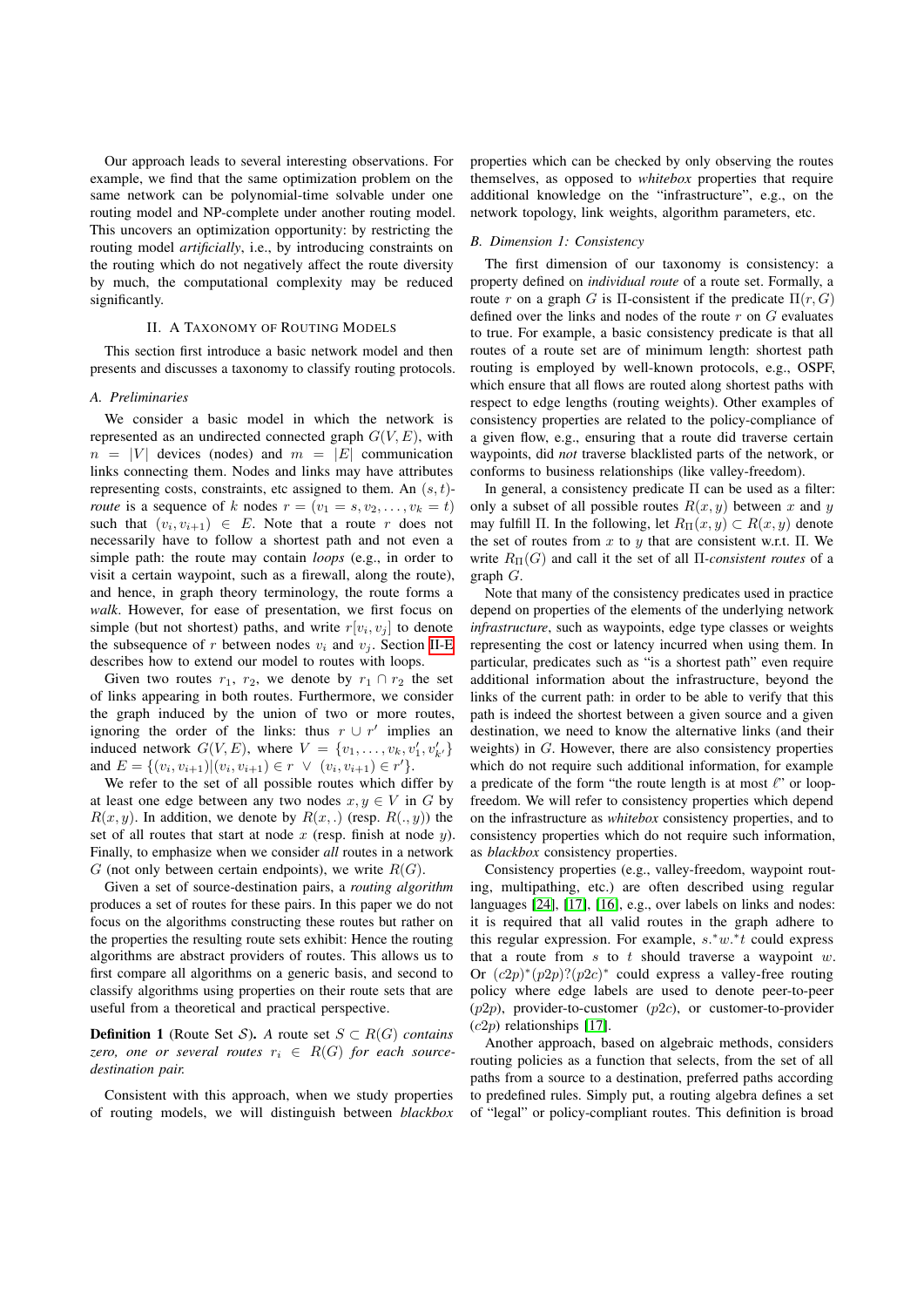Our approach leads to several interesting observations. For example, we find that the same optimization problem on the same network can be polynomial-time solvable under one routing model and NP-complete under another routing model. This uncovers an optimization opportunity: by restricting the routing model *artificially*, i.e., by introducing constraints on the routing which do not negatively affect the route diversity by much, the computational complexity may be reduced significantly.

## II. A Taxonomy of Routing Models

This section first introduce a basic network model and then presents and discusses a taxonomy to classify routing protocols.

### A. Preliminaries

We consider a basic model in which the network is represented as an undirected connected graph $G(V, E)$, with $n = |V|$ devices (nodes) and $m = |E|$ communication links connecting them. Nodes and links may have attributes representing costs, constraints, etc assigned to them. An $(s,t)$-*route* is a sequence of $k$ nodes $r = (v_1 = s, v_2, \ldots, v_k = t)$ such that $(v_i, v_{i+1}) \in E$. Note that a route $r$ does not necessarily have to follow a shortest path and not even a simple path: the route may contain *loops* (e.g., in order to visit a certain waypoint, such as a firewall, along the route), and hence, in graph theory terminology, the route forms a *walk*. However, for ease of presentation, we first focus on simple (but not shortest) paths, and write $r[v_i, v_j]$ to denote the subsequence of $r$ between nodes $v_i$ and $v_j$. Section II-E describes how to extend our model to routes with loops.

Given two routes $r_1$, $r_2$, we denote by $r_1 \cap r_2$ the set of links appearing in both routes. Furthermore, we consider the graph induced by the union of two or more routes, ignoring the order of the links: thus $r \cup r'$ implies an induced network $G(V, E)$, where $V = \{v_1, \ldots, v_k, v'_1, v'_{k'}\}$ and $E = \{(v_i, v_{i+1}) | (v_i, v_{i+1}) \in r \ \vee \ (v_i, v_{i+1}) \in r'\}$.

We refer to the set of all possible routes which differ by at least one edge between any two nodes $x, y \in V$ in $G$ by $R(x, y)$. In addition, we denote by $R(x, .)$ (resp. $R(., y)$) the set of all routes that start at node $x$ (resp. finish at node $y$). Finally, to emphasize when we consider *all* routes in a network $G$ (not only between certain endpoints), we write $R(G)$.

Given a set of source-destination pairs, a *routing algorithm* produces a set of routes for these pairs. In this paper we do not focus on the algorithms constructing these routes but rather on the properties the resulting route sets exhibit: Hence the routing algorithms are abstract providers of routes. This allows us to first compare all algorithms on a generic basis, and second to classify algorithms using properties on their route sets that are useful from a theoretical and practical perspective.

**Definition 1** (Route Set $\mathcal{S}$). *A route set $S \subset R(G)$ contains zero, one or several routes $r_i \in R(G)$ for each source-destination pair.*

Consistent with this approach, when we study properties of routing models, we will distinguish between *blackbox* properties which can be checked by only observing the routes themselves, as opposed to *whitebox* properties that require additional knowledge on the "infrastructure", e.g., on the network topology, link weights, algorithm parameters, etc.

### B. Dimension 1: Consistency

The first dimension of our taxonomy is consistency: a property defined on *individual route* of a route set. Formally, a route $r$ on a graph $G$ is $\Pi$-consistent if the predicate $\Pi(r, G)$ defined over the links and nodes of the route $r$ on $G$ evaluates to true. For example, a basic consistency predicate is that all routes of a route set are of minimum length: shortest path routing is employed by well-known protocols, e.g., OSPF, which ensure that all flows are routed along shortest paths with respect to edge lengths (routing weights). Other examples of consistency properties are related to the policy-compliance of a given flow, e.g., ensuring that a route did traverse certain waypoints, did *not* traverse blacklisted parts of the network, or conforms to business relationships (like valley-freedom).

In general, a consistency predicate $\Pi$ can be used as a filter: only a subset of all possible routes $R(x, y)$ between $x$ and $y$ may fulfill $\Pi$. In the following, let $R_\Pi(x, y) \subset R(x, y)$ denote the set of routes from $x$ to $y$ that are consistent w.r.t. $\Pi$. We write $R_\Pi(G)$ and call it the set of all $\Pi$-*consistent routes* of a graph $G$.

Note that many of the consistency predicates used in practice depend on properties of the elements of the underlying network *infrastructure*, such as waypoints, edge type classes or weights representing the cost or latency incurred when using them. In particular, predicates such as "is a shortest path" even require additional information about the infrastructure, beyond the links of the current path: in order to be able to verify that this path is indeed the shortest between a given source and a given destination, we need to know the alternative links (and their weights) in $G$. However, there are also consistency properties which do not require such additional information, for example a predicate of the form "the route length is at most $\ell$" or loop-freedom. We will refer to consistency properties which depend on the infrastructure as *whitebox* consistency properties, and to consistency properties which do not require such information, as *blackbox* consistency properties.

Consistency properties (e.g., valley-freedom, waypoint routing, multipathing, etc.) are often described using regular languages [24], [17], [16], e.g., over labels on links and nodes: it is required that all valid routes in the graph adhere to this regular expression. For example, $s.^*w.^*t$ could express that a route from $s$ to $t$ should traverse a waypoint $w$. Or $(c2p)^*(p2p)?(p2c)^*$ could express a valley-free routing policy where edge labels are used to denote peer-to-peer ($p2p$), provider-to-customer ($p2c$), or customer-to-provider ($c2p$) relationships [17].

Another approach, based on algebraic methods, considers routing policies as a function that selects, from the set of all paths from a source to a destination, preferred paths according to predefined rules. Simply put, a routing algebra defines a set of "legal" or policy-compliant routes. This definition is broad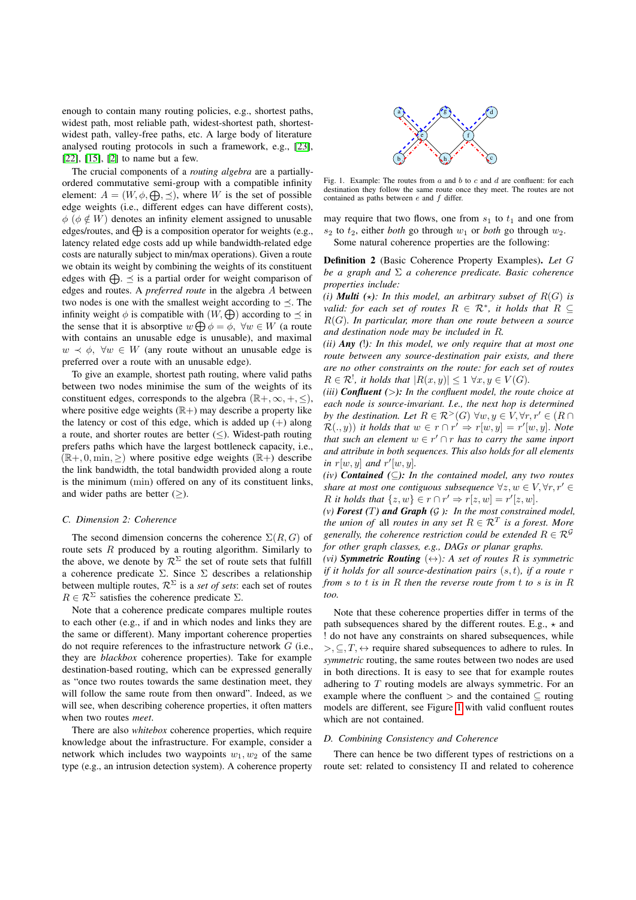enough to contain many routing policies, e.g., shortest paths, widest path, most reliable path, widest-shortest path, shortest-widest path, valley-free paths, etc. A large body of literature analysed routing protocols in such a framework, e.g., [23], [22], [15], [2] to name but a few.

The crucial components of a *routing algebra* are a partially-ordered commutative semi-group with a compatible infinity element: $A = (W, \phi, \bigoplus, \preceq)$, where $W$ is the set of possible edge weights (i.e., different edges can have different costs), $\phi$ ($\phi \notin W$) denotes an infinity element assigned to unusable edges/routes, and $\bigoplus$ is a composition operator for weights (e.g., latency related edge costs add up while bandwidth-related edge costs are naturally subject to min/max operations). Given a route we obtain its weight by combining the weights of its constituent edges with $\bigoplus$. $\preceq$ is a partial order for weight comparison of edges and routes. A *preferred route* in the algebra $A$ between two nodes is one with the smallest weight according to $\preceq$. The infinity weight $\phi$ is compatible with $(W, \bigoplus)$ according to $\preceq$ in the sense that it is absorptive $w \bigoplus \phi = \phi$, $\forall w \in W$ (a route with contains an unusable edge is unusable), and maximal $w \prec \phi$, $\forall w \in W$ (any route without an unusable edge is preferred over a route with an unusable edge).

To give an example, shortest path routing, where valid paths between two nodes minimise the sum of the weights of its constituent edges, corresponds to the algebra $(\mathbb{R}+, \infty, +, \leq)$, where positive edge weights ($\mathbb{R}+$) may describe a property like the latency or cost of this edge, which is added up ($+$) along a route, and shorter routes are better ($\leq$). Widest-path routing prefers paths which have the largest bottleneck capacity, i.e., $(\mathbb{R}+, 0, \min, \geq)$ where positive edge weights ($\mathbb{R}+$) describe the link bandwidth, the total bandwidth provided along a route is the minimum ($\min$) offered on any of its constituent links, and wider paths are better ($\geq$).

### C. Dimension 2: Coherence

The second dimension concerns the coherence $\Sigma(R, G)$ of route sets $R$ produced by a routing algorithm. Similarly to the above, we denote by $\mathcal{R}^{\Sigma}$ the set of route sets that fulfill a coherence predicate $\Sigma$. Since $\Sigma$ describes a relationship between multiple routes, $\mathcal{R}^{\Sigma}$ is a *set of sets*: each set of routes $R \in \mathcal{R}^{\Sigma}$ satisfies the coherence predicate $\Sigma$.

Note that a coherence predicate compares multiple routes to each other (e.g., if and in which nodes and links they are the same or different). Many important coherence properties do not require references to the infrastructure network $G$ (i.e., they are *blackbox* coherence properties). Take for example destination-based routing, which can be expressed generally as "once two routes towards the same destination meet, they will follow the same route from then onward". Indeed, as we will see, when describing coherence properties, it often matters when two routes *meet*.

There are also *whitebox* coherence properties, which require knowledge about the infrastructure. For example, consider a network which includes two waypoints $w_1, w_2$ of the same type (e.g., an intrusion detection system). A coherence property may require that two flows, one from $s_1$ to $t_1$ and one from $s_2$ to $t_2$, either *both* go through $w_1$ or *both* go through $w_2$.

Fig. 1. Example: The routes from $a$ and $b$ to $c$ and $d$ are confluent: for each destination they follow the same route once they meet. The routes are not contained as paths between $e$ and $f$ differ.

Some natural coherence properties are the following:

**Definition 2** (Basic Coherence Property Examples)**.** *Let $G$ be a graph and $\Sigma$ a coherence predicate. Basic coherence properties include:*

*(i)* ***Multi*** *($\star$): In this model, an arbitrary subset of $R(G)$ is valid: for each set of routes $R \in \mathcal{R}^{*}$, it holds that $R \subseteq R(G)$. In particular, more than one route between a source and destination node may be included in $R$.*

*(ii)* ***Any*** *(!): In this model, we only require that at most one route between any source-destination pair exists, and there are no other constraints on the route: for each set of routes $R \in \mathcal{R}^{!}$, it holds that $|R(x, y)| \leq 1$ $\forall x, y \in V(G)$.*

*(iii)* ***Confluent*** *($>$): In the confluent model, the route choice at each node is source-invariant. I.e., the next hop is determined by the destination. Let $R \in \mathcal{R}^{>}(G)$ $\forall w, y \in V, \forall r, r' \in (R \cap \mathcal{R}(., y))$ it holds that $w \in r \cap r' \Rightarrow r[w, y] = r'[w, y]$. Note that such an element $w \in r' \cap r$ has to carry the same inport and attribute in both sequences. This also holds for all elements in $r[w, y]$ and $r'[w, y]$.*

*(iv)* ***Contained*** *($\subseteq$): In the contained model, any two routes share at most one contiguous subsequence $\forall z, w \in V, \forall r, r' \in R$ it holds that $\{z, w\} \in r \cap r' \Rightarrow r[z, w] = r'[z, w]$.*

*(v)* ***Forest*** *($T$)* ***and Graph*** *($\mathcal{G}$): In the most constrained model, the union of* all *routes in any set $R \in \mathcal{R}^{T}$ is a forest. More generally, the coherence restriction could be extended $R \in \mathcal{R}^{\mathcal{G}}$ for other graph classes, e.g., DAGs or planar graphs.*

*(vi)* ***Symmetric Routing*** *($\leftrightarrow$): A set of routes $R$ is symmetric if it holds for all source-destination pairs $(s, t)$, if a route $r$ from $s$ to $t$ is in $R$ then the reverse route from $t$ to $s$ is in $R$ too.*

Note that these coherence properties differ in terms of the path subsequences shared by the different routes. E.g., $\star$ and ! do not have any constraints on shared subsequences, while $>, \subseteq, T, \leftrightarrow$ require shared subsequences to adhere to rules. In *symmetric* routing, the same routes between two nodes are used in both directions. It is easy to see that for example routes adhering to $T$ routing models are always symmetric. For an example where the confluent $>$ and the contained $\subseteq$ routing models are different, see Figure 1 with valid confluent routes which are not contained.

### D. Combining Consistency and Coherence

There can hence be two different types of restrictions on a route set: related to consistency $\Pi$ and related to coherence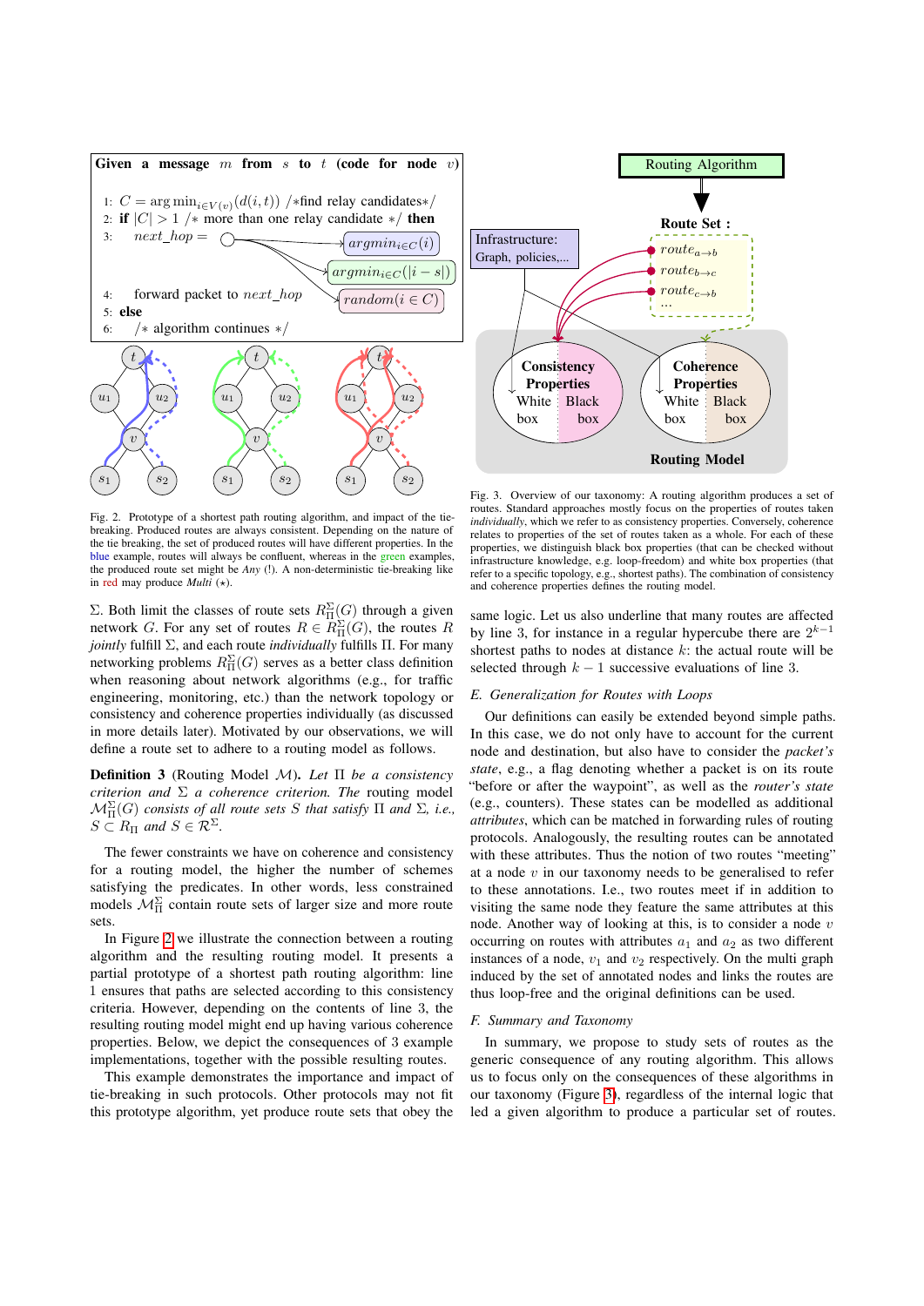**Given a message $m$ from $s$ to $t$ (code for node $v$)**

```
1: C = argmin_{i∈V(v)}(d(i,t)) /*find relay candidates*/
2: if |C| > 1 /* more than one relay candidate */ then
3:     next_hop = ○ → argmin_{i∈C}(i)
                    → argmin_{i∈C}(|i − s|)
                    → random(i ∈ C)
4:     forward packet to next_hop
5: else
6:     /* algorithm continues */
```

Fig. 2. Prototype of a shortest path routing algorithm, and impact of the tie-breaking. Produced routes are always consistent. Depending on the nature of the tie breaking, the set of produced routes will have different properties. In the blue example, routes will always be confluent, whereas in the green examples, the produced route set might be *Any* (!). A non-deterministic tie-breaking like in red may produce *Multi* (⋆).

Fig. 3. Overview of our taxonomy: A routing algorithm produces a set of routes. Standard approaches mostly focus on the properties of routes taken *individually*, which we refer to as consistency properties. Conversely, coherence relates to properties of the set of routes taken as a whole. For each of these properties, we distinguish black box properties (that can be checked without infrastructure knowledge, e.g. loop-freedom) and white box properties (that refer to a specific topology, e.g., shortest paths). The combination of consistency and coherence properties defines the routing model.

$\Sigma$. Both limit the classes of route sets $R_\Pi^\Sigma(G)$ through a given network $G$. For any set of routes $R \in R_\Pi^\Sigma(G)$, the routes $R$ *jointly* fulfill $\Sigma$, and each route *individually* fulfills $\Pi$. For many networking problems $R_\Pi^\Sigma(G)$ serves as a better class definition when reasoning about network algorithms (e.g., for traffic engineering, monitoring, etc.) than the network topology or consistency and coherence properties individually (as discussed in more details later). Motivated by our observations, we will define a route set to adhere to a routing model as follows.

**Definition 3** (Routing Model $\mathcal{M}$). *Let $\Pi$ be a consistency criterion and $\Sigma$ a coherence criterion. The* routing model *$\mathcal{M}_\Pi^\Sigma(G)$ consists of all route sets $S$ that satisfy $\Pi$ and $\Sigma$, i.e., $S \subset R_\Pi$ and $S \in \mathcal{R}^\Sigma$.*

The fewer constraints we have on coherence and consistency for a routing model, the higher the number of schemes satisfying the predicates. In other words, less constrained models $\mathcal{M}_\Pi^\Sigma$ contain route sets of larger size and more route sets.

In Figure 2 we illustrate the connection between a routing algorithm and the resulting routing model. It presents a partial prototype of a shortest path routing algorithm: line 1 ensures that paths are selected according to this consistency criteria. However, depending on the contents of line 3, the resulting routing model might end up having various coherence properties. Below, we depict the consequences of 3 example implementations, together with the possible resulting routes.

This example demonstrates the importance and impact of tie-breaking in such protocols. Other protocols may not fit this prototype algorithm, yet produce route sets that obey the same logic. Let us also underline that many routes are affected by line 3, for instance in a regular hypercube there are $2^{k-1}$ shortest paths to nodes at distance $k$: the actual route will be selected through $k-1$ successive evaluations of line 3.

### E. Generalization for Routes with Loops

Our definitions can easily be extended beyond simple paths. In this case, we do not only have to account for the current node and destination, but also have to consider the *packet's state*, e.g., a flag denoting whether a packet is on its route "before or after the waypoint", as well as the *router's state* (e.g., counters). These states can be modelled as additional *attributes*, which can be matched in forwarding rules of routing protocols. Analogously, the resulting routes can be annotated with these attributes. Thus the notion of two routes "meeting" at a node $v$ in our taxonomy needs to be generalised to refer to these annotations. I.e., two routes meet if in addition to visiting the same node they feature the same attributes at this node. Another way of looking at this, is to consider a node $v$ occurring on routes with attributes $a_1$ and $a_2$ as two different instances of a node, $v_1$ and $v_2$ respectively. On the multi graph induced by the set of annotated nodes and links the routes are thus loop-free and the original definitions can be used.

### F. Summary and Taxonomy

In summary, we propose to study sets of routes as the generic consequence of any routing algorithm. This allows us to focus only on the consequences of these algorithms in our taxonomy (Figure 3), regardless of the internal logic that led a given algorithm to produce a particular set of routes.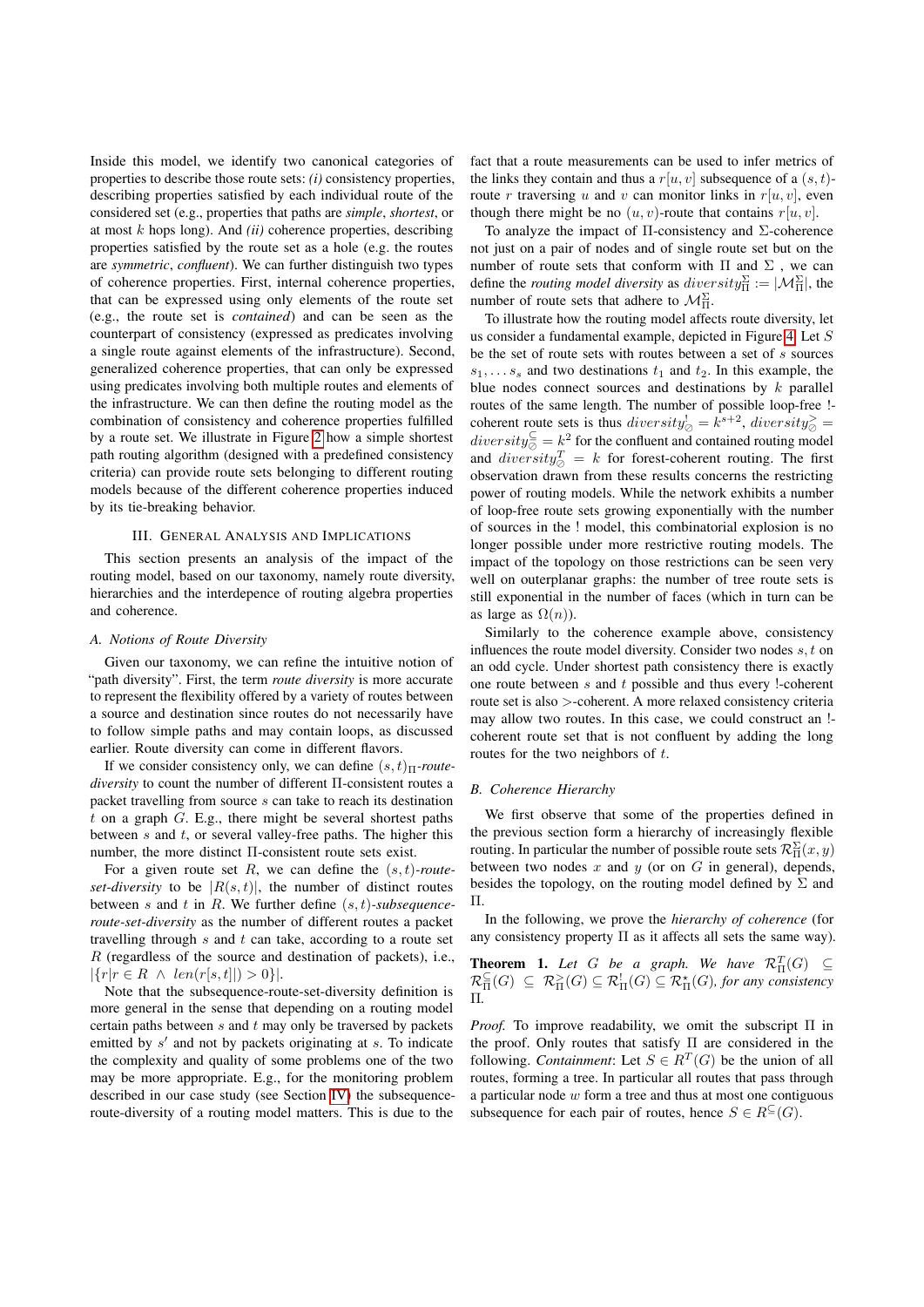Inside this model, we identify two canonical categories of properties to describe those route sets: *(i)* consistency properties, describing properties satisfied by each individual route of the considered set (e.g., properties that paths are *simple*, *shortest*, or at most $k$ hops long). And *(ii)* coherence properties, describing properties satisfied by the route set as a hole (e.g. the routes are *symmetric*, *confluent*). We can further distinguish two types of coherence properties. First, internal coherence properties, that can be expressed using only elements of the route set (e.g., the route set is *contained*) and can be seen as the counterpart of consistency (expressed as predicates involving a single route against elements of the infrastructure). Second, generalized coherence properties, that can only be expressed using predicates involving both multiple routes and elements of the infrastructure. We can then define the routing model as the combination of consistency and coherence properties fulfilled by a route set. We illustrate in Figure 2 how a simple shortest path routing algorithm (designed with a predefined consistency criteria) can provide route sets belonging to different routing models because of the different coherence properties induced by its tie-breaking behavior.

## III. General Analysis and Implications

This section presents an analysis of the impact of the routing model, based on our taxonomy, namely route diversity, hierarchies and the interdepence of routing algebra properties and coherence.

### A. Notions of Route Diversity

Given our taxonomy, we can refine the intuitive notion of "path diversity". First, the term *route diversity* is more accurate to represent the flexibility offered by a variety of routes between a source and destination since routes do not necessarily have to follow simple paths and may contain loops, as discussed earlier. Route diversity can come in different flavors.

If we consider consistency only, we can define $(s,t)_\Pi$*-route-diversity* to count the number of different $\Pi$-consistent routes a packet travelling from source $s$ can take to reach its destination $t$ on a graph $G$. E.g., there might be several shortest paths between $s$ and $t$, or several valley-free paths. The higher this number, the more distinct $\Pi$-consistent route sets exist.

For a given route set $R$, we can define the $(s,t)$*-route-set-diversity* to be $|R(s,t)|$, the number of distinct routes between $s$ and $t$ in $R$. We further define $(s,t)$*-subsequence-route-set-diversity* as the number of different routes a packet travelling through $s$ and $t$ can take, according to a route set $R$ (regardless of the source and destination of packets), i.e., $|\{r | r \in R \ \wedge \ len(r[s,t]|) > 0\}|$.

Note that the subsequence-route-set-diversity definition is more general in the sense that depending on a routing model certain paths between $s$ and $t$ may only be traversed by packets emitted by $s'$ and not by packets originating at $s$. To indicate the complexity and quality of some problems one of the two may be more appropriate. E.g., for the monitoring problem described in our case study (see Section IV) the subsequence-route-diversity of a routing model matters. This is due to the fact that a route measurements can be used to infer metrics of the links they contain and thus a $r[u,v]$ subsequence of a $(s,t)$-route $r$ traversing $u$ and $v$ can monitor links in $r[u,v]$, even though there might be no $(u,v)$-route that contains $r[u,v]$.

To analyze the impact of $\Pi$-consistency and $\Sigma$-coherence not just on a pair of nodes and of single route set but on the number of route sets that conform with $\Pi$ and $\Sigma$ , we can define the *routing model diversity* as $diversity^{\Sigma}_{\Pi} := |\mathcal{M}^{\Sigma}_{\Pi}|$, the number of route sets that adhere to $\mathcal{M}^{\Sigma}_{\Pi}$.

To illustrate how the routing model affects route diversity, let us consider a fundamental example, depicted in Figure 4. Let $S$ be the set of route sets with routes between a set of $s$ sources $s_1, \ldots s_s$ and two destinations $t_1$ and $t_2$. In this example, the blue nodes connect sources and destinations by $k$ parallel routes of the same length. The number of possible loop-free !-coherent route sets is thus $diversity^{!}_{\oslash} = k^{s+2}$, $diversity^{>}_{\oslash} = diversity^{\subseteq}_{\oslash} = k^2$ for the confluent and contained routing model and $diversity^{T}_{\oslash} = k$ for forest-coherent routing. The first observation drawn from these results concerns the restricting power of routing models. While the network exhibits a number of loop-free route sets growing exponentially with the number of sources in the ! model, this combinatorial explosion is no longer possible under more restrictive routing models. The impact of the topology on those restrictions can be seen very well on outerplanar graphs: the number of tree route sets is still exponential in the number of faces (which in turn can be as large as $\Omega(n)$).

Similarly to the coherence example above, consistency influences the route model diversity. Consider two nodes $s,t$ on an odd cycle. Under shortest path consistency there is exactly one route between $s$ and $t$ possible and thus every !-coherent route set is also $>$-coherent. A more relaxed consistency criteria may allow two routes. In this case, we could construct an !-coherent route set that is not confluent by adding the long routes for the two neighbors of $t$.

### B. Coherence Hierarchy

We first observe that some of the properties defined in the previous section form a hierarchy of increasingly flexible routing. In particular the number of possible route sets $\mathcal{R}^{\Sigma}_{\Pi}(x,y)$ between two nodes $x$ and $y$ (or on $G$ in general), depends, besides the topology, on the routing model defined by $\Sigma$ and $\Pi$.

In the following, we prove the *hierarchy of coherence* (for any consistency property $\Pi$ as it affects all sets the same way).

**Theorem 1.** *Let $G$ be a graph. We have $\mathcal{R}^{T}_{\Pi}(G) \subseteq \mathcal{R}^{\subseteq}_{\Pi}(G) \subseteq \mathcal{R}^{>}_{\Pi}(G) \subseteq \mathcal{R}^{!}_{\Pi}(G) \subseteq \mathcal{R}^{\star}_{\Pi}(G)$, for any consistency $\Pi$.*

*Proof.* To improve readability, we omit the subscript $\Pi$ in the proof. Only routes that satisfy $\Pi$ are considered in the following. *Containment*: Let $S \in R^{T}(G)$ be the union of all routes, forming a tree. In particular all routes that pass through a particular node $w$ form a tree and thus at most one contiguous subsequence for each pair of routes, hence $S \in R^{\subseteq}(G)$.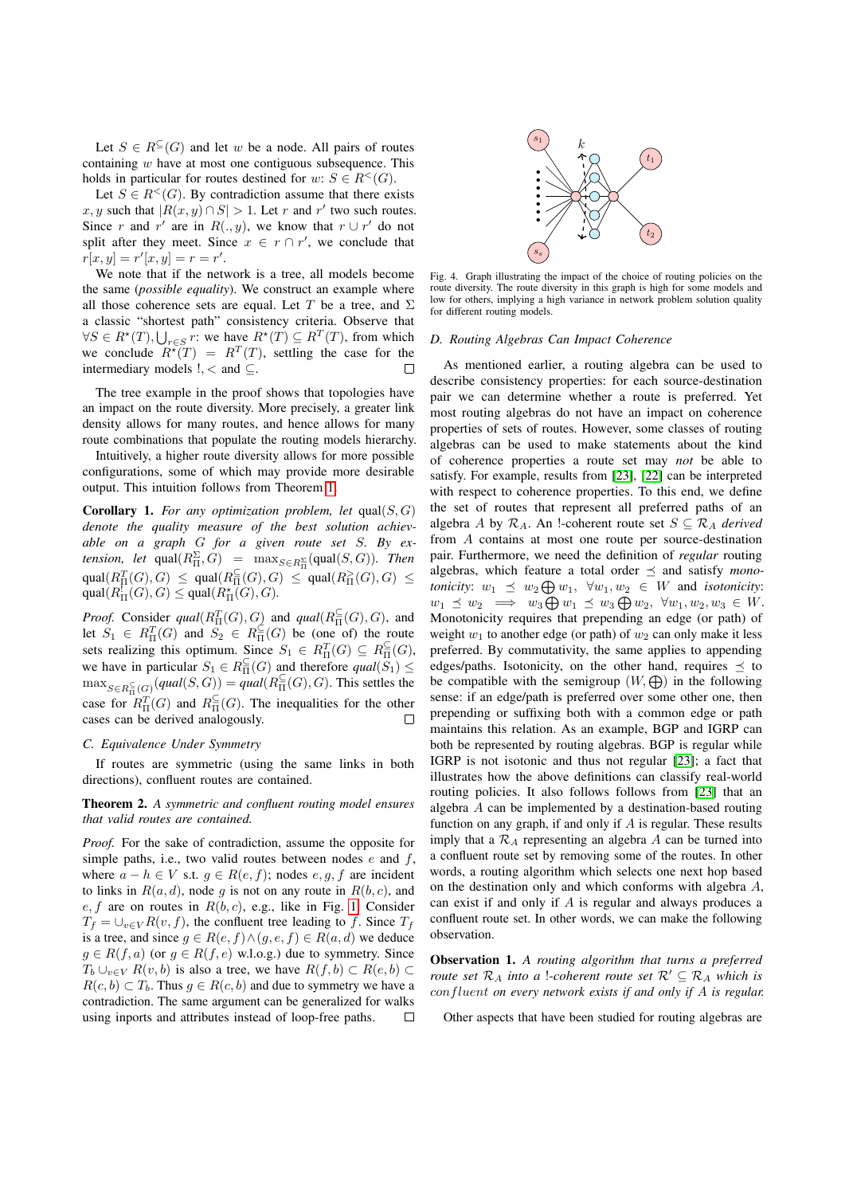Let $S \in R^{\subseteq}(G)$ and let $w$ be a node. All pairs of routes containing $w$ have at most one contiguous subsequence. This holds in particular for routes destined for $w$: $S \in R^{<}(G)$.

Let $S \in R^{<}(G)$. By contradiction assume that there exists $x, y$ such that $|R(x,y) \cap S| > 1$. Let $r$ and $r'$ two such routes. Since $r$ and $r'$ are in $R(.,y)$, we know that $r \cup r'$ do not split after they meet. Since $x \in r \cap r'$, we conclude that $r[x,y] = r'[x,y] = r = r'$.

We note that if the network is a tree, all models become the same (*possible equality*). We construct an example where all those coherence sets are equal. Let $T$ be a tree, and $\Sigma$ a classic "shortest path" consistency criteria. Observe that $\forall S \in R^{\star}(T), \bigcup_{r \in S} r$: we have $R^{\star}(T) \subseteq R^{T}(T)$, from which we conclude $R^{\star}(T) = R^{T}(T)$, settling the case for the intermediary models $!, <$ and $\subseteq$. $\square$

The tree example in the proof shows that topologies have an impact on the route diversity. More precisely, a greater link density allows for many routes, and hence allows for many route combinations that populate the routing models hierarchy.

Intuitively, a higher route diversity allows for more possible configurations, some of which may provide more desirable output. This intuition follows from Theorem 1.

**Corollary 1.** *For any optimization problem, let* $\text{qual}(S,G)$ *denote the quality measure of the best solution achievable on a graph* $G$ *for a given route set* $S$*. By extension, let* $\text{qual}(R_{\Pi}^{\Sigma}, G) = \max_{S \in R_{\Pi}^{\Sigma}}(\text{qual}(S,G))$*. Then* $\text{qual}(R_{\Pi}^{T}(G), G) \le \text{qual}(R_{\Pi}^{\subseteq}(G), G) \le \text{qual}(R_{\Pi}^{>}(G), G) \le \text{qual}(R_{\Pi}^{!}(G), G) \le \text{qual}(R_{\Pi}^{\star}(G), G)$.

*Proof.* Consider $qual(R_{\Pi}^{T}(G), G)$ and $qual(R_{\Pi}^{\subseteq}(G), G)$, and let $S_1 \in R_{\Pi}^{T}(G)$ and $S_2 \in R_{\Pi}^{\subseteq}(G)$ be (one of) the route sets realizing this optimum. Since $S_1 \in R_{\Pi}^{T}(G) \subseteq R_{\Pi}^{\subseteq}(G)$, we have in particular $S_1 \in R_{\Pi}^{\subseteq}(G)$ and therefore $qual(S_1) \le \max_{S \in R_{\Pi}^{\subseteq}(G)}(qual(S,G)) = qual(R_{\Pi}^{\subseteq}(G), G)$. This settles the case for $R_{\Pi}^{T}(G)$ and $R_{\Pi}^{\subseteq}(G)$. The inequalities for the other cases can be derived analogously. $\square$

### C. Equivalence Under Symmetry

If routes are symmetric (using the same links in both directions), confluent routes are contained.

**Theorem 2.** *A symmetric and confluent routing model ensures that valid routes are contained.*

*Proof.* For the sake of contradiction, assume the opposite for simple paths, i.e., two valid routes between nodes $e$ and $f$, where $a - h \in V$ s.t. $g \in R(e,f)$; nodes $e, g, f$ are incident to links in $R(a,d)$, node $g$ is not on any route in $R(b,c)$, and $e, f$ are on routes in $R(b,c)$, e.g., like in Fig. 1. Consider $T_f = \cup_{v \in V} R(v,f)$, the confluent tree leading to $f$. Since $T_f$ is a tree, and since $g \in R(e,f) \wedge (g,e,f) \in R(a,d)$ we deduce $g \in R(f,a)$ (or $g \in R(f,e)$ w.l.o.g.) due to symmetry. Since $T_b \cup_{v \in V} R(v,b)$ is also a tree, we have $R(f,b) \subset R(e,b) \subset R(c,b) \subset T_b$. Thus $g \in R(c,b)$ and due to symmetry we have a contradiction. The same argument can be generalized for walks using inports and attributes instead of loop-free paths. $\square$

Fig. 4. Graph illustrating the impact of the choice of routing policies on the route diversity. The route diversity in this graph is high for some models and low for others, implying a high variance in network problem solution quality for different routing models.

### D. Routing Algebras Can Impact Coherence

As mentioned earlier, a routing algebra can be used to describe consistency properties: for each source-destination pair we can determine whether a route is preferred. Yet most routing algebras do not have an impact on coherence properties of sets of routes. However, some classes of routing algebras can be used to make statements about the kind of coherence properties a route set may *not* be able to satisfy. For example, results from [23], [22] can be interpreted with respect to coherence properties. To this end, we define the set of routes that represent all preferred paths of an algebra $A$ by $\mathcal{R}_A$. An !-coherent route set $S \subseteq \mathcal{R}_A$ *derived* from $A$ contains at most one route per source-destination pair. Furthermore, we need the definition of *regular* routing algebras, which feature a total order $\preceq$ and satisfy *monotonicity*: $w_1 \preceq w_2 \bigoplus w_1, \ \forall w_1, w_2 \in W$ and *isotonicity*: $w_1 \preceq w_2 \implies w_3 \bigoplus w_1 \preceq w_3 \bigoplus w_2, \ \forall w_1, w_2, w_3 \in W$. Monotonicity requires that prepending an edge (or path) of weight $w_1$ to another edge (or path) of $w_2$ can only make it less preferred. By commutativity, the same applies to appending edges/paths. Isotonicity, on the other hand, requires $\preceq$ to be compatible with the semigroup $(W, \bigoplus)$ in the following sense: if an edge/path is preferred over some other one, then prepending or suffixing both with a common edge or path maintains this relation. As an example, BGP and IGRP can both be represented by routing algebras. BGP is regular while IGRP is not isotonic and thus not regular [23]; a fact that illustrates how the above definitions can classify real-world routing policies. It also follows follows from [23] that an algebra $A$ can be implemented by a destination-based routing function on any graph, if and only if $A$ is regular. These results imply that a $\mathcal{R}_A$ representing an algebra $A$ can be turned into a confluent route set by removing some of the routes. In other words, a routing algorithm which selects one next hop based on the destination only and which conforms with algebra $A$, can exist if and only if $A$ is regular and always produces a confluent route set. In other words, we can make the following observation.

**Observation 1.** *A routing algorithm that turns a preferred route set* $\mathcal{R}_A$ *into a !-coherent route set* $\mathcal{R}' \subseteq \mathcal{R}_A$ *which is* $confluent$ *on every network exists if and only if* $A$ *is regular.*

Other aspects that have been studied for routing algebras are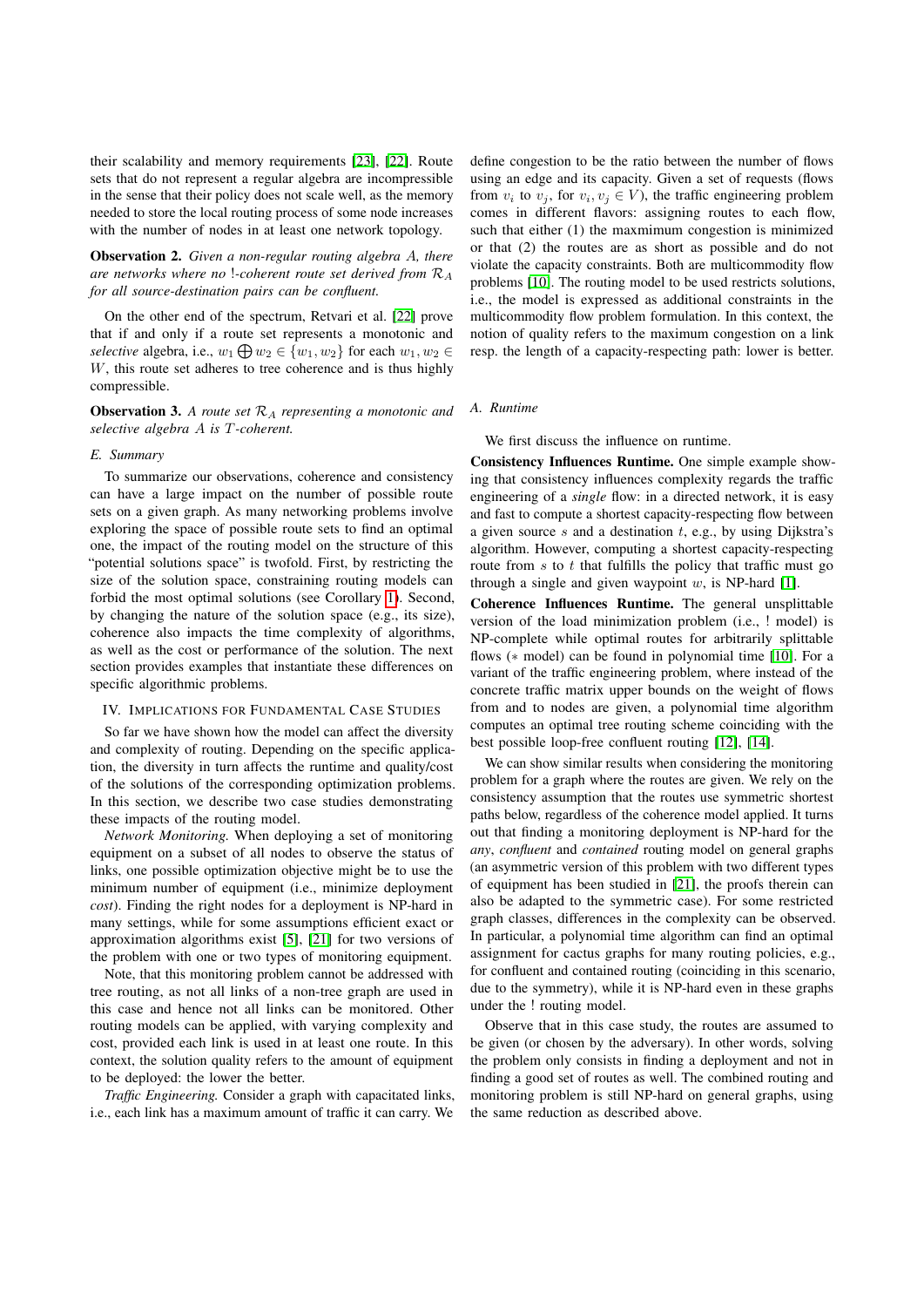their scalability and memory requirements [23], [22]. Route sets that do not represent a regular algebra are incompressible in the sense that their policy does not scale well, as the memory needed to store the local routing process of some node increases with the number of nodes in at least one network topology.

**Observation 2.** *Given a non-regular routing algebra $A$, there are networks where no $!$-coherent route set derived from $\mathcal{R}_A$ for all source-destination pairs can be confluent.*

On the other end of the spectrum, Retvari et al. [22] prove that if and only if a route set represents a monotonic and *selective* algebra, i.e., $w_1 \bigoplus w_2 \in \{w_1, w_2\}$ for each $w_1, w_2 \in W$, this route set adheres to tree coherence and is thus highly compressible.

**Observation 3.** *A route set $\mathcal{R}_A$ representing a monotonic and selective algebra $A$ is $T$-coherent.*

### E. Summary

To summarize our observations, coherence and consistency can have a large impact on the number of possible route sets on a given graph. As many networking problems involve exploring the space of possible route sets to find an optimal one, the impact of the routing model on the structure of this "potential solutions space" is twofold. First, by restricting the size of the solution space, constraining routing models can forbid the most optimal solutions (see Corollary 1). Second, by changing the nature of the solution space (e.g., its size), coherence also impacts the time complexity of algorithms, as well as the cost or performance of the solution. The next section provides examples that instantiate these differences on specific algorithmic problems.

## IV. Implications for Fundamental Case Studies

So far we have shown how the model can affect the diversity and complexity of routing. Depending on the specific application, the diversity in turn affects the runtime and quality/cost of the solutions of the corresponding optimization problems. In this section, we describe two case studies demonstrating these impacts of the routing model.

*Network Monitoring.* When deploying a set of monitoring equipment on a subset of all nodes to observe the status of links, one possible optimization objective might be to use the minimum number of equipment (i.e., minimize deployment *cost*). Finding the right nodes for a deployment is NP-hard in many settings, while for some assumptions efficient exact or approximation algorithms exist [5], [21] for two versions of the problem with one or two types of monitoring equipment.

Note, that this monitoring problem cannot be addressed with tree routing, as not all links of a non-tree graph are used in this case and hence not all links can be monitored. Other routing models can be applied, with varying complexity and cost, provided each link is used in at least one route. In this context, the solution quality refers to the amount of equipment to be deployed: the lower the better.

*Traffic Engineering.* Consider a graph with capacitated links, i.e., each link has a maximum amount of traffic it can carry. We define congestion to be the ratio between the number of flows using an edge and its capacity. Given a set of requests (flows from $v_i$ to $v_j$, for $v_i, v_j \in V$), the traffic engineering problem comes in different flavors: assigning routes to each flow, such that either (1) the maxmimum congestion is minimized or that (2) the routes are as short as possible and do not violate the capacity constraints. Both are multicommodity flow problems [10]. The routing model to be used restricts solutions, i.e., the model is expressed as additional constraints in the multicommodity flow problem formulation. In this context, the notion of quality refers to the maximum congestion on a link resp. the length of a capacity-respecting path: lower is better.

### A. Runtime

We first discuss the influence on runtime.

**Consistency Influences Runtime.** One simple example showing that consistency influences complexity regards the traffic engineering of a *single* flow: in a directed network, it is easy and fast to compute a shortest capacity-respecting flow between a given source $s$ and a destination $t$, e.g., by using Dijkstra's algorithm. However, computing a shortest capacity-respecting route from $s$ to $t$ that fulfills the policy that traffic must go through a single and given waypoint $w$, is NP-hard [1].

**Coherence Influences Runtime.** The general unsplittable version of the load minimization problem (i.e., $!$ model) is NP-complete while optimal routes for arbitrarily splittable flows ($*$ model) can be found in polynomial time [10]. For a variant of the traffic engineering problem, where instead of the concrete traffic matrix upper bounds on the weight of flows from and to nodes are given, a polynomial time algorithm computes an optimal tree routing scheme coinciding with the best possible loop-free confluent routing [12], [14].

We can show similar results when considering the monitoring problem for a graph where the routes are given. We rely on the consistency assumption that the routes use symmetric shortest paths below, regardless of the coherence model applied. It turns out that finding a monitoring deployment is NP-hard for the *any*, *confluent* and *contained* routing model on general graphs (an asymmetric version of this problem with two different types of equipment has been studied in [21], the proofs therein can also be adapted to the symmetric case). For some restricted graph classes, differences in the complexity can be observed. In particular, a polynomial time algorithm can find an optimal assignment for cactus graphs for many routing policies, e.g., for confluent and contained routing (coinciding in this scenario, due to the symmetry), while it is NP-hard even in these graphs under the $!$ routing model.

Observe that in this case study, the routes are assumed to be given (or chosen by the adversary). In other words, solving the problem only consists in finding a deployment and not in finding a good set of routes as well. The combined routing and monitoring problem is still NP-hard on general graphs, using the same reduction as described above.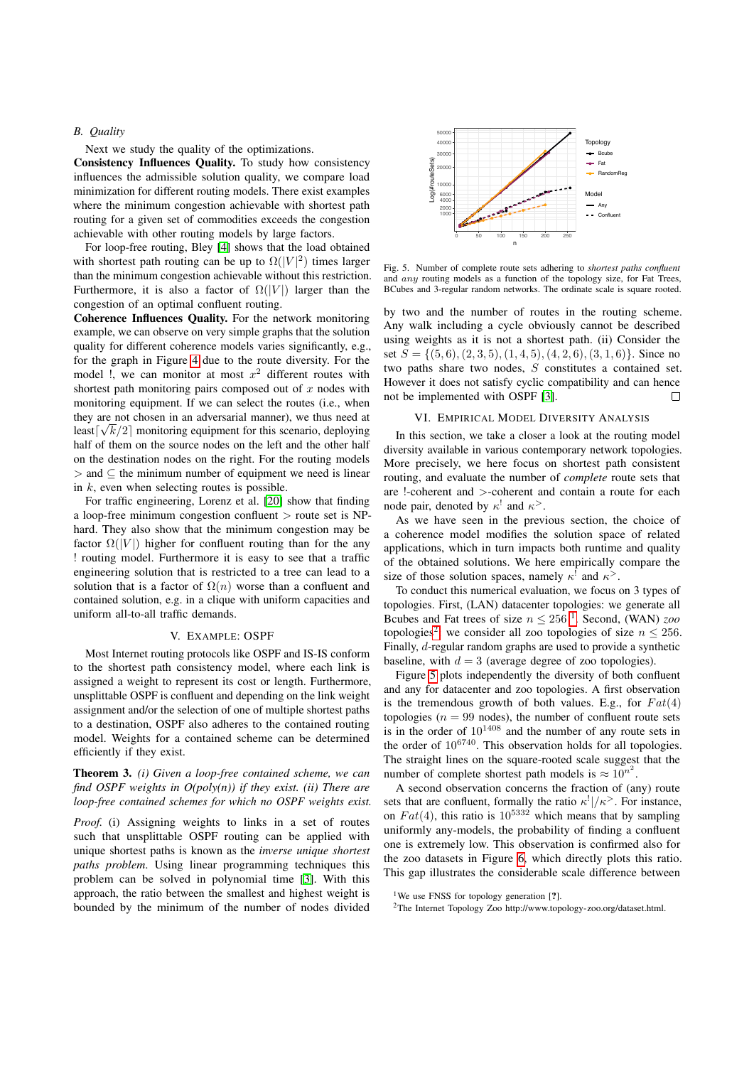## B. Quality

Next we study the quality of the optimizations.

**Consistency Influences Quality.** To study how consistency influences the admissible solution quality, we compare load minimization for different routing models. There exist examples where the minimum congestion achievable with shortest path routing for a given set of commodities exceeds the congestion achievable with other routing models by large factors.

For loop-free routing, Bley [4] shows that the load obtained with shortest path routing can be up to $\Omega(|V|^2)$ times larger than the minimum congestion achievable without this restriction. Furthermore, it is also a factor of $\Omega(|V|)$ larger than the congestion of an optimal confluent routing.

**Coherence Influences Quality.** For the network monitoring example, we can observe on very simple graphs that the solution quality for different coherence models varies significantly, e.g., for the graph in Figure 4 due to the route diversity. For the model !, we can monitor at most $x^2$ different routes with shortest path monitoring pairs composed out of $x$ nodes with monitoring equipment. If we can select the routes (i.e., when they are not chosen in an adversarial manner), we thus need at least$\lceil\sqrt{k}/2\rceil$ monitoring equipment for this scenario, deploying half of them on the source nodes on the left and the other half on the destination nodes on the right. For the routing models $>$ and $\subseteq$ the minimum number of equipment we need is linear in $k$, even when selecting routes is possible.

For traffic engineering, Lorenz et al. [20] show that finding a loop-free minimum congestion confluent $>$ route set is NP-hard. They also show that the minimum congestion may be factor $\Omega(|V|)$ higher for confluent routing than for the any ! routing model. Furthermore it is easy to see that a traffic engineering solution that is restricted to a tree can lead to a solution that is a factor of $\Omega(n)$ worse than a confluent and contained solution, e.g. in a clique with uniform capacities and uniform all-to-all traffic demands.

## V. Example: OSPF

Most Internet routing protocols like OSPF and IS-IS conform to the shortest path consistency model, where each link is assigned a weight to represent its cost or length. Furthermore, unsplittable OSPF is confluent and depending on the link weight assignment and/or the selection of one of multiple shortest paths to a destination, OSPF also adheres to the contained routing model. Weights for a contained scheme can be determined efficiently if they exist.

**Theorem 3.** *(i) Given a loop-free contained scheme, we can find OSPF weights in $O(poly(n))$ if they exist. (ii) There are loop-free contained schemes for which no OSPF weights exist.*

*Proof.* (i) Assigning weights to links in a set of routes such that unsplittable OSPF routing can be applied with unique shortest paths is known as the *inverse unique shortest paths problem*. Using linear programming techniques this problem can be solved in polynomial time [3]. With this approach, the ratio between the smallest and highest weight is bounded by the minimum of the number of nodes divided by two and the number of routes in the routing scheme. Any walk including a cycle obviously cannot be described using weights as it is not a shortest path. (ii) Consider the set $S = \{(5,6),(2,3,5),(1,4,5),(4,2,6),(3,1,6)\}$. Since no two paths share two nodes, $S$ constitutes a contained set. However it does not satisfy cyclic compatibility and can hence not be implemented with OSPF [3]. □

Fig. 5. Number of complete route sets adhering to *shortest paths confluent* and *any* routing models as a function of the topology size, for Fat Trees, BCubes and 3-regular random networks. The ordinate scale is square rooted.

## VI. Empirical Model Diversity Analysis

In this section, we take a closer a look at the routing model diversity available in various contemporary network topologies. More precisely, we here focus on shortest path consistent routing, and evaluate the number of *complete* route sets that are !-coherent and $>$-coherent and contain a route for each node pair, denoted by $\kappa^!$ and $\kappa^>$.

As we have seen in the previous section, the choice of a coherence model modifies the solution space of related applications, which in turn impacts both runtime and quality of the obtained solutions. We here empirically compare the size of those solution spaces, namely $\kappa^!$ and $\kappa^>$.

To conduct this numerical evaluation, we focus on 3 types of topologies. First, (LAN) datacenter topologies: we generate all Bcubes and Fat trees of size $n \leq 256$[1]. Second, (WAN) *zoo* topologies[2]: we consider all zoo topologies of size $n \leq 256$. Finally, $d$-regular random graphs are used to provide a synthetic baseline, with $d = 3$ (average degree of zoo topologies).

Figure 5 plots independently the diversity of both confluent and any for datacenter and zoo topologies. A first observation is the tremendous growth of both values. E.g., for $Fat(4)$ topologies ($n = 99$ nodes), the number of confluent route sets is in the order of $10^{1408}$ and the number of any route sets in the order of $10^{6740}$. This observation holds for all topologies. The straight lines on the square-rooted scale suggest that the number of complete shortest path models is $\approx 10^{n^2}$.

A second observation concerns the fraction of (any) route sets that are confluent, formally the ratio $\kappa^!/\kappa^>$. For instance, on $Fat(4)$, this ratio is $10^{5332}$ which means that by sampling uniformly any-models, the probability of finding a confluent one is extremely low. This observation is confirmed also for the zoo datasets in Figure 6, which directly plots this ratio. This gap illustrates the considerable scale difference between

[1] We use FNSS for topology generation [?].

[2] The Internet Topology Zoo http://www.topology-zoo.org/dataset.html.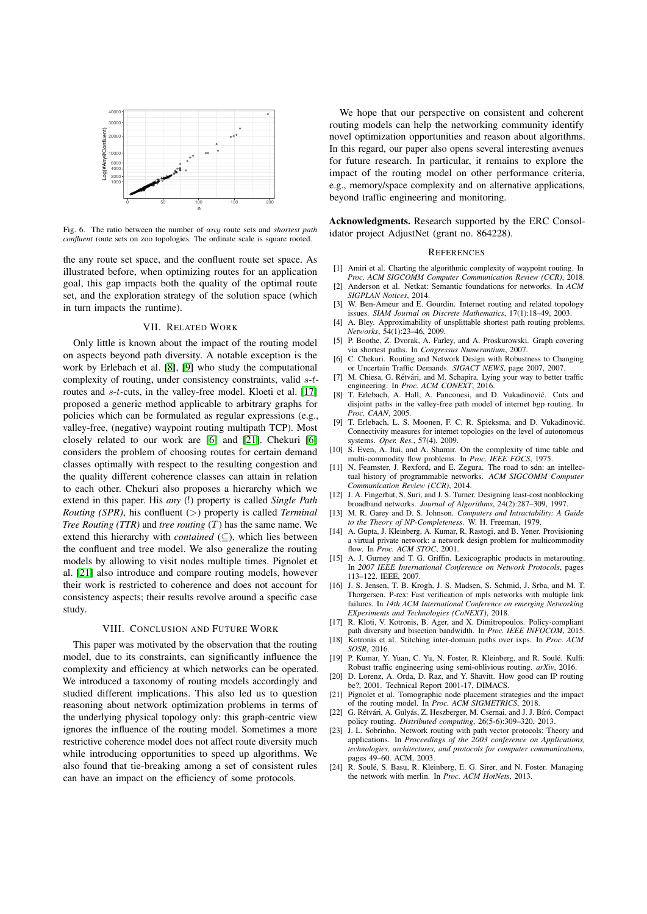40000
30000
20000
10000
6000
4000
2000
1000

Log(#Any/#Confluent)

0 50 100 150 200

n

Fig. 6. The ratio between the number of $any$ route sets and *shortest path confluent* route sets on zoo topologies. The ordinate scale is square rooted.

the any route set space, and the confluent route set space. As illustrated before, when optimizing routes for an application goal, this gap impacts both the quality of the optimal route set, and the exploration strategy of the solution space (which in turn impacts the runtime).

## VII. Related Work

Only little is known about the impact of the routing model on aspects beyond path diversity. A notable exception is the work by Erlebach et al. [8], [9] who study the computational complexity of routing, under consistency constraints, valid $s$-$t$-routes and $s$-$t$-cuts, in the valley-free model. Kloeti et al. [17] proposed a generic method applicable to arbitrary graphs for policies which can be formulated as regular expressions (e.g., valley-free, (negative) waypoint routing multipath TCP). Most closely related to our work are [6] and [21]. Chekuri [6] considers the problem of choosing routes for certain demand classes optimally with respect to the resulting congestion and the quality different coherence classes can attain in relation to each other. Chekuri also proposes a hierarchy which we extend in this paper. His *any* (!) property is called *Single Path Routing (SPR)*, his confluent ($>$) property is called *Terminal Tree Routing (TTR)* and *tree routing* ($T$) has the same name. We extend this hierarchy with *contained* ($\subseteq$), which lies between the confluent and tree model. We also generalize the routing models by allowing to visit nodes multiple times. Pignolet et al. [21] also introduce and compare routing models, however their work is restricted to coherence and does not account for consistency aspects; their results revolve around a specific case study.

## VIII. Conclusion and Future Work

This paper was motivated by the observation that the routing model, due to its constraints, can significantly influence the complexity and efficiency at which networks can be operated. We introduced a taxonomy of routing models accordingly and studied different implications. This also led us to question reasoning about network optimization problems in terms of the underlying physical topology only: this graph-centric view ignores the influence of the routing model. Sometimes a more restrictive coherence model does not affect route diversity much while introducing opportunities to speed up algorithms. We also found that tie-breaking among a set of consistent rules can have an impact on the efficiency of some protocols.

We hope that our perspective on consistent and coherent routing models can help the networking community identify novel optimization opportunities and reason about algorithms. In this regard, our paper also opens several interesting avenues for future research. In particular, it remains to explore the impact of the routing model on other performance criteria, e.g., memory/space complexity and on alternative applications, beyond traffic engineering and monitoring.

**Acknowledgments.** Research supported by the ERC Consolidator project AdjustNet (grant no. 864228).

## References

[1] Amiri et al. Charting the algorithmic complexity of waypoint routing. In *Proc. ACM SIGCOMM Computer Communication Review (CCR)*, 2018.

[2] Anderson et al. Netkat: Semantic foundations for networks. In *ACM SIGPLAN Notices*, 2014.

[3] W. Ben-Ameur and E. Gourdin. Internet routing and related topology issues. *SIAM Journal on Discrete Mathematics*, 17(1):18–49, 2003.

[4] A. Bley. Approximability of unsplittable shortest path routing problems. *Networks*, 54(1):23–46, 2009.

[5] P. Boothe, Z. Dvorak, A. Farley, and A. Proskurowski. Graph covering via shortest paths. In *Congressus Numerantium*, 2007.

[6] C. Chekuri. Routing and Network Design with Robustness to Changing or Uncertain Traffic Demands. *SIGACT NEWS*, page 2007, 2007.

[7] M. Chiesa, G. Rétvári, and M. Schapira. Lying your way to better traffic engineering. In *Proc. ACM CONEXT*, 2016.

[8] T. Erlebach, A. Hall, A. Panconesi, and D. Vukadinović. Cuts and disjoint paths in the valley-free path model of internet bgp routing. In *Proc. CAAN*, 2005.

[9] T. Erlebach, L. S. Moonen, F. C. R. Spieksma, and D. Vukadinović. Connectivity measures for internet topologies on the level of autonomous systems. *Oper. Res.*, 57(4), 2009.

[10] S. Even, A. Itai, and A. Shamir. On the complexity of time table and multi-commodity flow problems. In *Proc. IEEE FOCS*, 1975.

[11] N. Feamster, J. Rexford, and E. Zegura. The road to sdn: an intellectual history of programmable networks. *ACM SIGCOMM Computer Communication Review (CCR)*, 2014.

[12] J. A. Fingerhut, S. Suri, and J. S. Turner. Designing least-cost nonblocking broadband networks. *Journal of Algorithms*, 24(2):287–309, 1997.

[13] M. R. Garey and D. S. Johnson. *Computers and Intractability: A Guide to the Theory of NP-Completeness*. W. H. Freeman, 1979.

[14] A. Gupta, J. Kleinberg, A. Kumar, R. Rastogi, and B. Yener. Provisioning a virtual private network: a network design problem for multicommodity flow. In *Proc. ACM STOC*, 2001.

[15] A. J. Gurney and T. G. Griffin. Lexicographic products in metarouting. In *2007 IEEE International Conference on Network Protocols*, pages 113–122. IEEE, 2007.

[16] J. S. Jensen, T. B. Krogh, J. S. Madsen, S. Schmid, J. Srba, and M. T. Thorgersen. P-rex: Fast verification of mpls networks with multiple link failures. In *14th ACM International Conference on emerging Networking EXperiments and Technologies (CoNEXT)*, 2018.

[17] R. Kloti, V. Kotronis, B. Ager, and X. Dimitropoulos. Policy-compliant path diversity and bisection bandwidth. In *Proc. IEEE INFOCOM*, 2015.

[18] Kotronis et al. Stitching inter-domain paths over ixps. In *Proc. ACM SOSR*, 2016.

[19] P. Kumar, Y. Yuan, C. Yu, N. Foster, R. Kleinberg, and R. Soulé. Kulfi: Robust traffic engineering using semi-oblivious routing. *arXiv*, 2016.

[20] D. Lorenz, A. Orda, D. Raz, and Y. Shavitt. How good can IP routing be?, 2001. Technical Report 2001-17, DIMACS.

[21] Pignolet et al. Tomographic node placement strategies and the impact of the routing model. In *Proc. ACM SIGMETRICS*, 2018.

[22] G. Rétvári, A. Gulyás, Z. Heszberger, M. Csernai, and J. J. Bíró. Compact policy routing. *Distributed computing*, 26(5-6):309–320, 2013.

[23] J. L. Sobrinho. Network routing with path vector protocols: Theory and applications. In *Proceedings of the 2003 conference on Applications, technologies, architectures, and protocols for computer communications*, pages 49–60. ACM, 2003.

[24] R. Soulé, S. Basu, R. Kleinberg, E. G. Sirer, and N. Foster. Managing the network with merlin. In *Proc. ACM HotNets*, 2013.